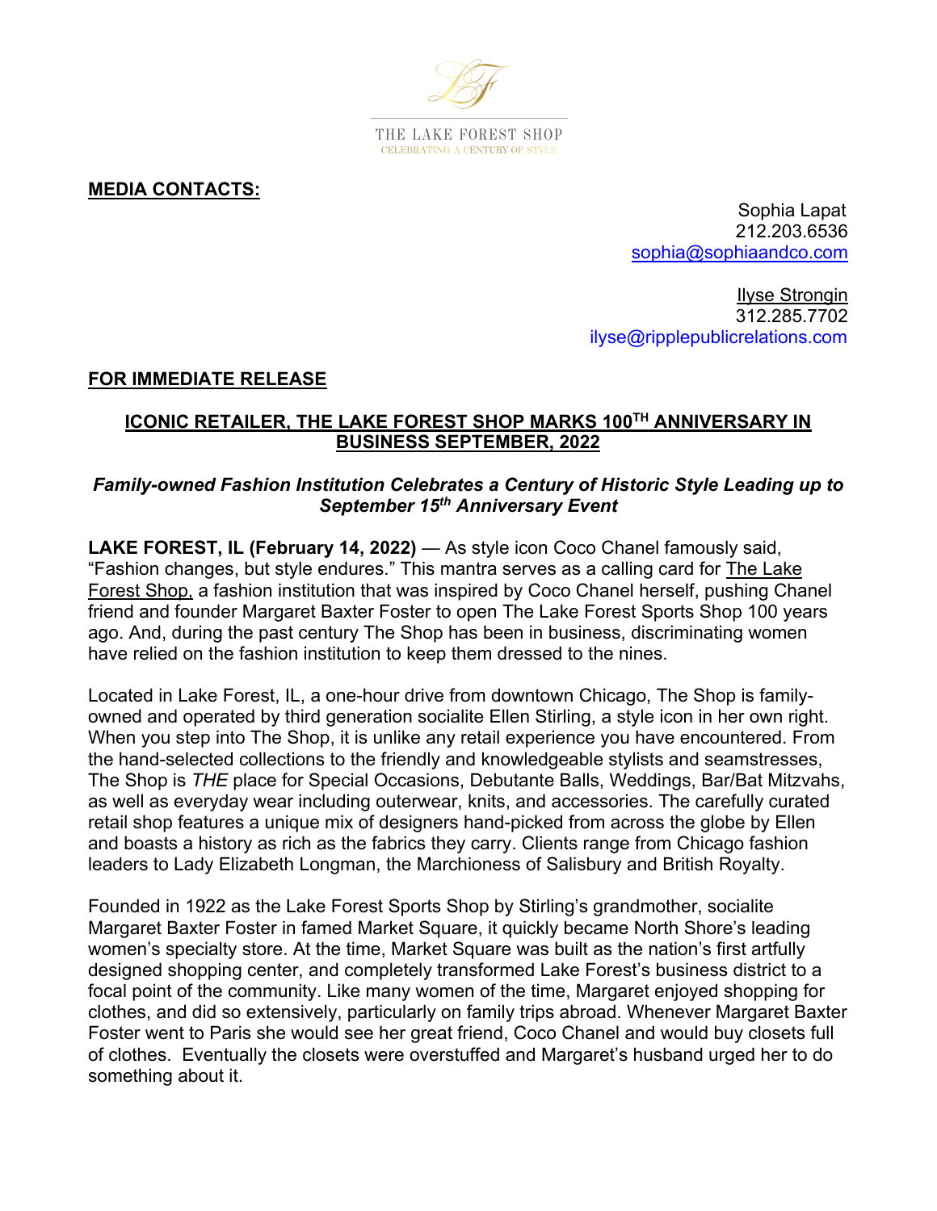THE LAKE FOREST SHOP
CELEBRATING A CENTURY OF STYLE

**MEDIA CONTACTS:**

Sophia Lapat
212.203.6536
sophia@sophiaandco.com

Ilyse Strongin
312.285.7702
ilyse@ripplepublicrelations.com

**FOR IMMEDIATE RELEASE**

## ICONIC RETAILER, THE LAKE FOREST SHOP MARKS 100TH ANNIVERSARY IN BUSINESS SEPTEMBER, 2022

### *Family-owned Fashion Institution Celebrates a Century of Historic Style Leading up to September 15th Anniversary Event*

**LAKE FOREST, IL (February 14, 2022)** — As style icon Coco Chanel famously said, "Fashion changes, but style endures." This mantra serves as a calling card for The Lake Forest Shop, a fashion institution that was inspired by Coco Chanel herself, pushing Chanel friend and founder Margaret Baxter Foster to open The Lake Forest Sports Shop 100 years ago. And, during the past century The Shop has been in business, discriminating women have relied on the fashion institution to keep them dressed to the nines.

Located in Lake Forest, IL, a one-hour drive from downtown Chicago, The Shop is family-owned and operated by third generation socialite Ellen Stirling, a style icon in her own right. When you step into The Shop, it is unlike any retail experience you have encountered. From the hand-selected collections to the friendly and knowledgeable stylists and seamstresses, The Shop is *THE* place for Special Occasions, Debutante Balls, Weddings, Bar/Bat Mitzvahs, as well as everyday wear including outerwear, knits, and accessories. The carefully curated retail shop features a unique mix of designers hand-picked from across the globe by Ellen and boasts a history as rich as the fabrics they carry. Clients range from Chicago fashion leaders to Lady Elizabeth Longman, the Marchioness of Salisbury and British Royalty.

Founded in 1922 as the Lake Forest Sports Shop by Stirling's grandmother, socialite Margaret Baxter Foster in famed Market Square, it quickly became North Shore's leading women's specialty store. At the time, Market Square was built as the nation's first artfully designed shopping center, and completely transformed Lake Forest's business district to a focal point of the community. Like many women of the time, Margaret enjoyed shopping for clothes, and did so extensively, particularly on family trips abroad. Whenever Margaret Baxter Foster went to Paris she would see her great friend, Coco Chanel and would buy closets full of clothes. Eventually the closets were overstuffed and Margaret's husband urged her to do something about it.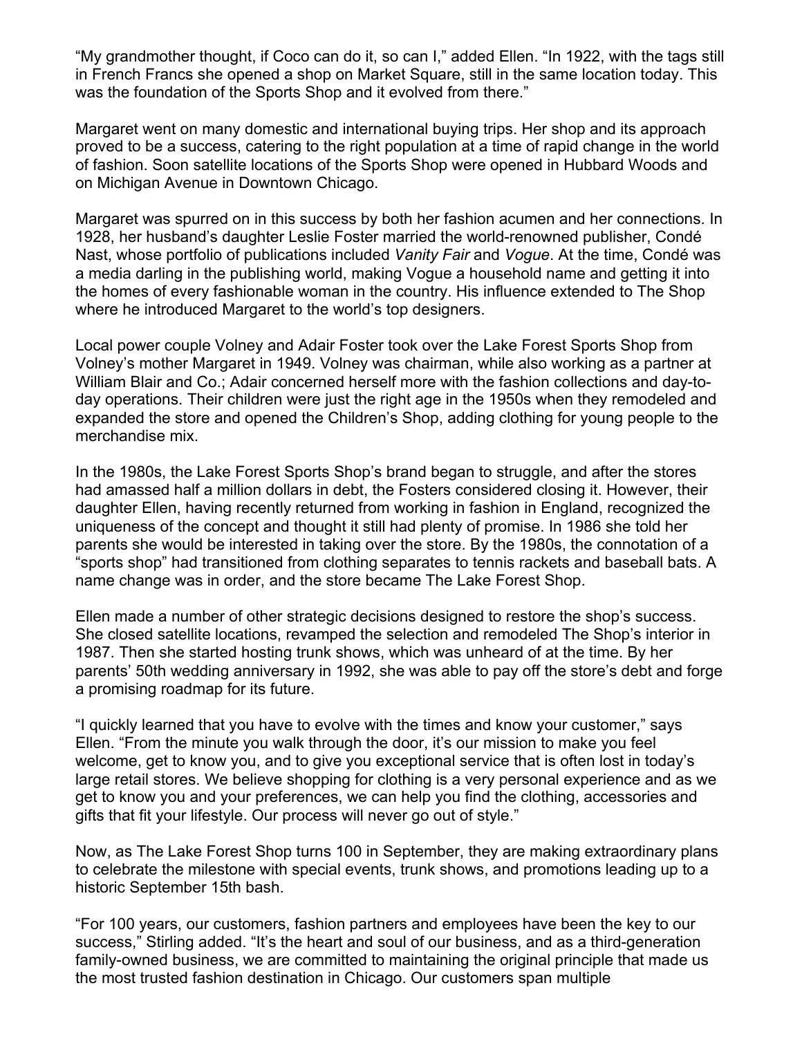"My grandmother thought, if Coco can do it, so can I," added Ellen. "In 1922, with the tags still in French Francs she opened a shop on Market Square, still in the same location today. This was the foundation of the Sports Shop and it evolved from there."

Margaret went on many domestic and international buying trips. Her shop and its approach proved to be a success, catering to the right population at a time of rapid change in the world of fashion. Soon satellite locations of the Sports Shop were opened in Hubbard Woods and on Michigan Avenue in Downtown Chicago.

Margaret was spurred on in this success by both her fashion acumen and her connections. In 1928, her husband's daughter Leslie Foster married the world-renowned publisher, Condé Nast, whose portfolio of publications included *Vanity Fair* and *Vogue*. At the time, Condé was a media darling in the publishing world, making Vogue a household name and getting it into the homes of every fashionable woman in the country. His influence extended to The Shop where he introduced Margaret to the world's top designers.

Local power couple Volney and Adair Foster took over the Lake Forest Sports Shop from Volney's mother Margaret in 1949. Volney was chairman, while also working as a partner at William Blair and Co.; Adair concerned herself more with the fashion collections and day-to-day operations. Their children were just the right age in the 1950s when they remodeled and expanded the store and opened the Children's Shop, adding clothing for young people to the merchandise mix.

In the 1980s, the Lake Forest Sports Shop's brand began to struggle, and after the stores had amassed half a million dollars in debt, the Fosters considered closing it. However, their daughter Ellen, having recently returned from working in fashion in England, recognized the uniqueness of the concept and thought it still had plenty of promise. In 1986 she told her parents she would be interested in taking over the store. By the 1980s, the connotation of a "sports shop" had transitioned from clothing separates to tennis rackets and baseball bats. A name change was in order, and the store became The Lake Forest Shop.

Ellen made a number of other strategic decisions designed to restore the shop's success. She closed satellite locations, revamped the selection and remodeled The Shop's interior in 1987. Then she started hosting trunk shows, which was unheard of at the time. By her parents' 50th wedding anniversary in 1992, she was able to pay off the store's debt and forge a promising roadmap for its future.

"I quickly learned that you have to evolve with the times and know your customer," says Ellen. "From the minute you walk through the door, it's our mission to make you feel welcome, get to know you, and to give you exceptional service that is often lost in today's large retail stores. We believe shopping for clothing is a very personal experience and as we get to know you and your preferences, we can help you find the clothing, accessories and gifts that fit your lifestyle. Our process will never go out of style."

Now, as The Lake Forest Shop turns 100 in September, they are making extraordinary plans to celebrate the milestone with special events, trunk shows, and promotions leading up to a historic September 15th bash.

"For 100 years, our customers, fashion partners and employees have been the key to our success," Stirling added. "It's the heart and soul of our business, and as a third-generation family-owned business, we are committed to maintaining the original principle that made us the most trusted fashion destination in Chicago. Our customers span multiple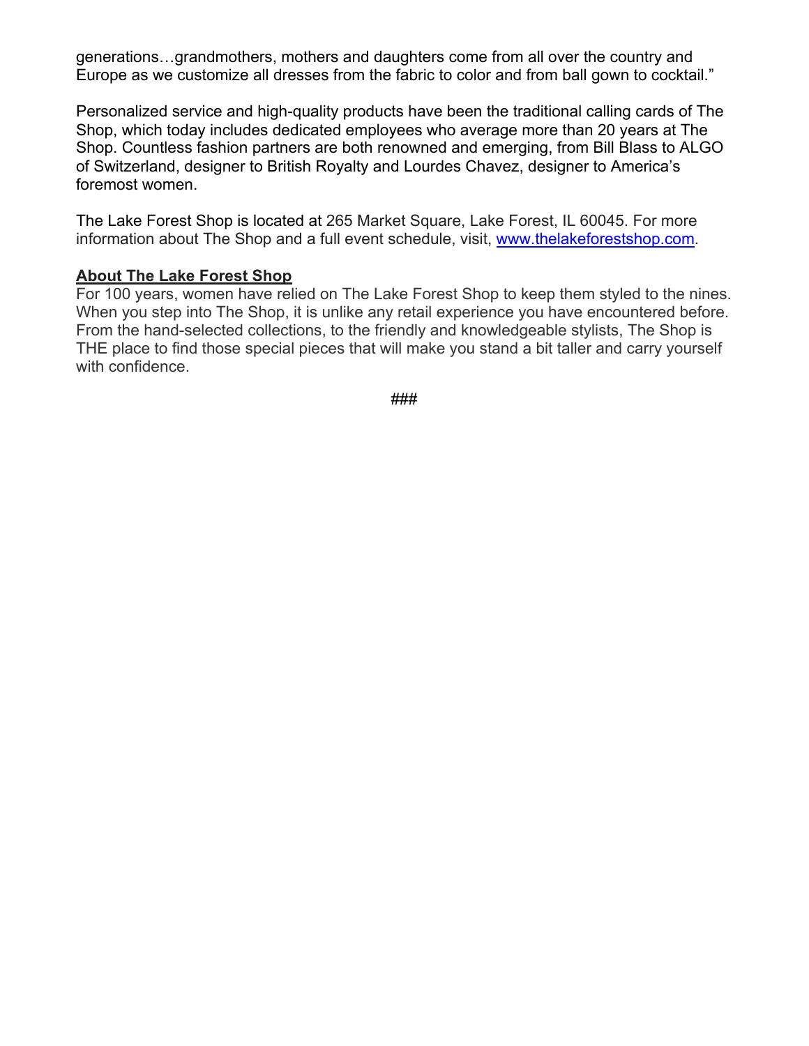generations…grandmothers, mothers and daughters come from all over the country and Europe as we customize all dresses from the fabric to color and from ball gown to cocktail."

Personalized service and high-quality products have been the traditional calling cards of The Shop, which today includes dedicated employees who average more than 20 years at The Shop. Countless fashion partners are both renowned and emerging, from Bill Blass to ALGO of Switzerland, designer to British Royalty and Lourdes Chavez, designer to America's foremost women.

The Lake Forest Shop is located at 265 Market Square, Lake Forest, IL 60045. For more information about The Shop and a full event schedule, visit, [www.thelakeforestshop.com](http://www.thelakeforestshop.com).

**About The Lake Forest Shop**

For 100 years, women have relied on The Lake Forest Shop to keep them styled to the nines. When you step into The Shop, it is unlike any retail experience you have encountered before. From the hand-selected collections, to the friendly and knowledgeable stylists, The Shop is THE place to find those special pieces that will make you stand a bit taller and carry yourself with confidence.

###